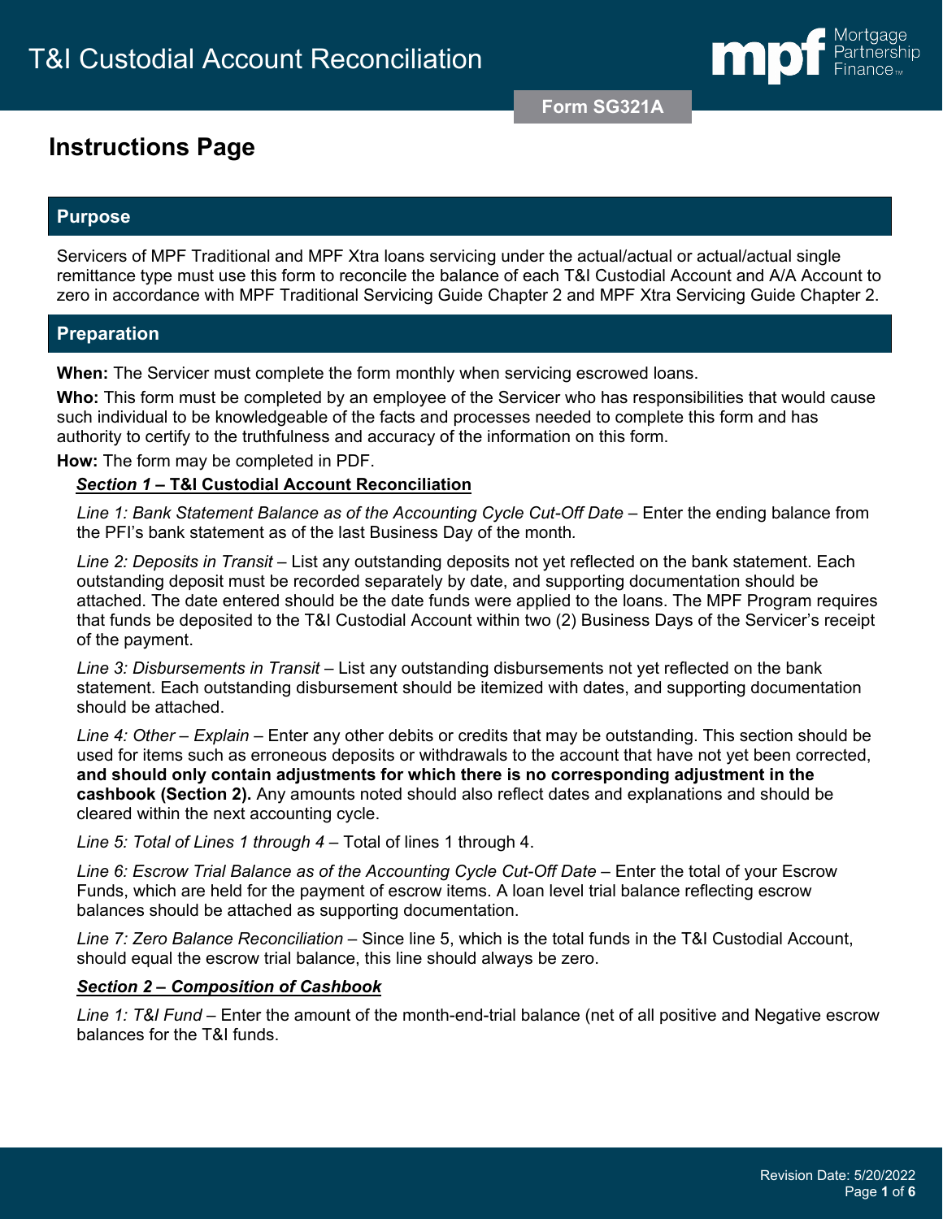# T&I Custodial Account Reconciliation

Form SG321A

## Instructions Page

### Purpose

Servicers of MPF Traditional and MPF Xtra loans servicing under the actual/actual or actual/actual single remittance type must use this form to reconcile the balance of each T&I Custodial Account and A/A Account to zero in accordance with MPF Traditional Servicing Guide Chapter 2 and MPF Xtra Servicing Guide Chapter 2.

### Preparation

**When:** The Servicer must complete the form monthly when servicing escrowed loans.

**Who:** This form must be completed by an employee of the Servicer who has responsibilities that would cause such individual to be knowledgeable of the facts and processes needed to complete this form and has authority to certify to the truthfulness and accuracy of the information on this form.

**How:** The form may be completed in PDF.

***Section 1* – T&I Custodial Account Reconciliation**

*Line 1: Bank Statement Balance as of the Accounting Cycle Cut-Off Date* – Enter the ending balance from the PFI's bank statement as of the last Business Day of the month.

*Line 2: Deposits in Transit* – List any outstanding deposits not yet reflected on the bank statement. Each outstanding deposit must be recorded separately by date, and supporting documentation should be attached. The date entered should be the date funds were applied to the loans. The MPF Program requires that funds be deposited to the T&I Custodial Account within two (2) Business Days of the Servicer's receipt of the payment.

*Line 3: Disbursements in Transit* – List any outstanding disbursements not yet reflected on the bank statement. Each outstanding disbursement should be itemized with dates, and supporting documentation should be attached.

*Line 4: Other – Explain* – Enter any other debits or credits that may be outstanding. This section should be used for items such as erroneous deposits or withdrawals to the account that have not yet been corrected, **and should only contain adjustments for which there is no corresponding adjustment in the cashbook (Section 2).** Any amounts noted should also reflect dates and explanations and should be cleared within the next accounting cycle.

*Line 5: Total of Lines 1 through 4* – Total of lines 1 through 4.

*Line 6: Escrow Trial Balance as of the Accounting Cycle Cut-Off Date* – Enter the total of your Escrow Funds, which are held for the payment of escrow items. A loan level trial balance reflecting escrow balances should be attached as supporting documentation.

*Line 7: Zero Balance Reconciliation* – Since line 5, which is the total funds in the T&I Custodial Account, should equal the escrow trial balance, this line should always be zero.

***Section 2 – Composition of Cashbook***

*Line 1: T&I Fund* – Enter the amount of the month-end-trial balance (net of all positive and Negative escrow balances for the T&I funds.

Revision Date: 5/20/2022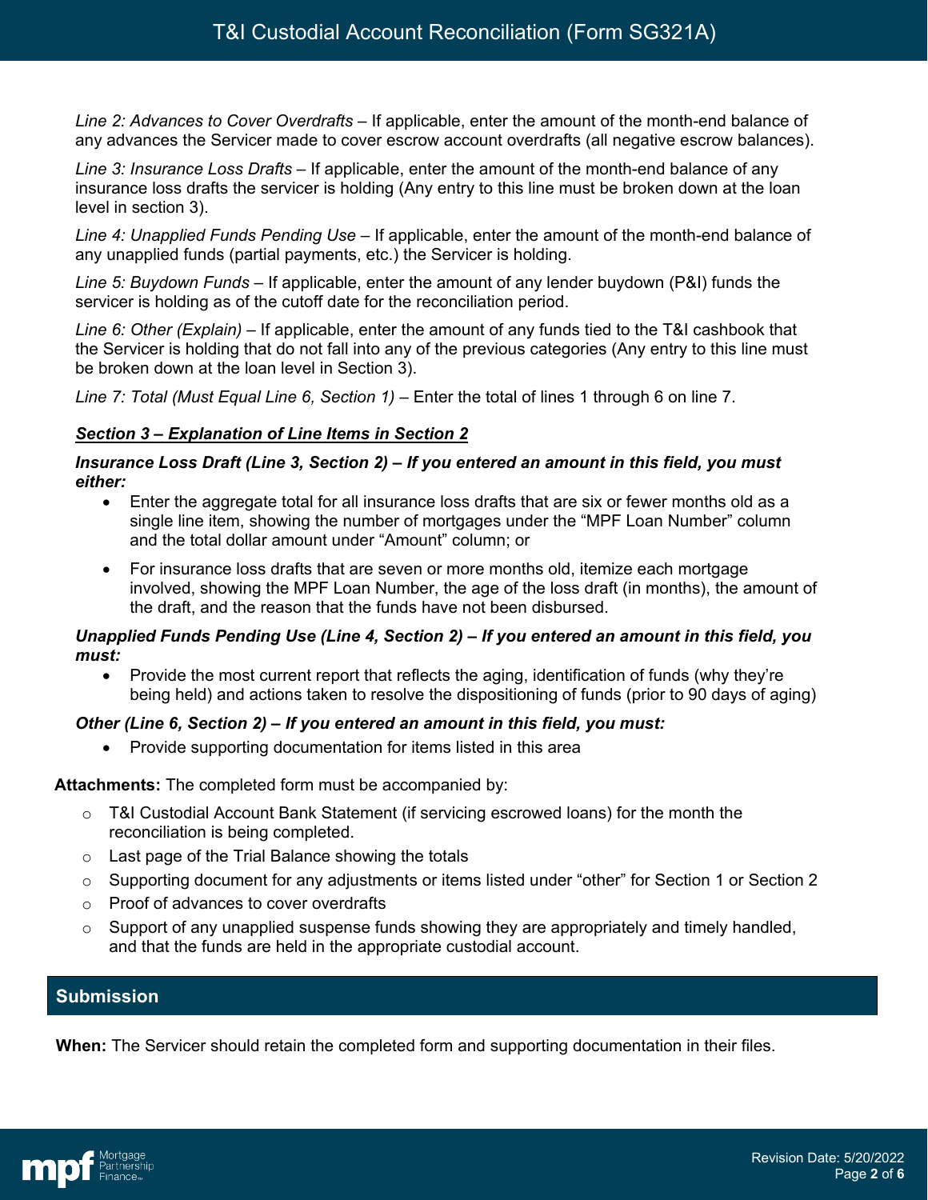*Line 2: Advances to Cover Overdrafts* – If applicable, enter the amount of the month-end balance of any advances the Servicer made to cover escrow account overdrafts (all negative escrow balances).

*Line 3: Insurance Loss Drafts* – If applicable, enter the amount of the month-end balance of any insurance loss drafts the servicer is holding (Any entry to this line must be broken down at the loan level in section 3).

*Line 4: Unapplied Funds Pending Use* – If applicable, enter the amount of the month-end balance of any unapplied funds (partial payments, etc.) the Servicer is holding.

*Line 5: Buydown Funds* – If applicable, enter the amount of any lender buydown (P&I) funds the servicer is holding as of the cutoff date for the reconciliation period.

*Line 6: Other (Explain)* – If applicable, enter the amount of any funds tied to the T&I cashbook that the Servicer is holding that do not fall into any of the previous categories (Any entry to this line must be broken down at the loan level in Section 3).

*Line 7: Total (Must Equal Line 6, Section 1)* – Enter the total of lines 1 through 6 on line 7.

***Section 3 – Explanation of Line Items in Section 2***

***Insurance Loss Draft (Line 3, Section 2) – If you entered an amount in this field, you must either:***

- Enter the aggregate total for all insurance loss drafts that are six or fewer months old as a single line item, showing the number of mortgages under the "MPF Loan Number" column and the total dollar amount under "Amount" column; or
- For insurance loss drafts that are seven or more months old, itemize each mortgage involved, showing the MPF Loan Number, the age of the loss draft (in months), the amount of the draft, and the reason that the funds have not been disbursed.

***Unapplied Funds Pending Use (Line 4, Section 2) – If you entered an amount in this field, you must:***

- Provide the most current report that reflects the aging, identification of funds (why they're being held) and actions taken to resolve the dispositioning of funds (prior to 90 days of aging)

***Other (Line 6, Section 2) – If you entered an amount in this field, you must:***

- Provide supporting documentation for items listed in this area

**Attachments:** The completed form must be accompanied by:

- T&I Custodial Account Bank Statement (if servicing escrowed loans) for the month the reconciliation is being completed.
- Last page of the Trial Balance showing the totals
- Supporting document for any adjustments or items listed under "other" for Section 1 or Section 2
- Proof of advances to cover overdrafts
- Support of any unapplied suspense funds showing they are appropriately and timely handled, and that the funds are held in the appropriate custodial account.

## Submission

**When:** The Servicer should retain the completed form and supporting documentation in their files.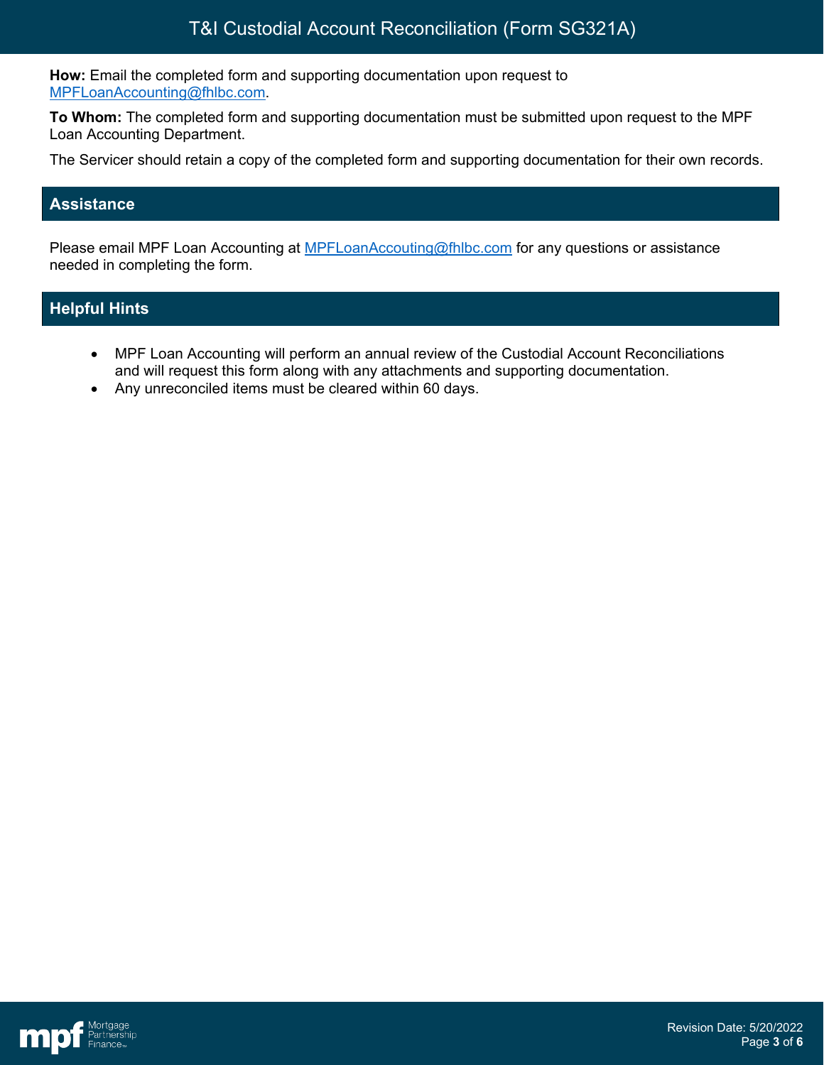**How:** Email the completed form and supporting documentation upon request to MPFLoanAccounting@fhlbc.com.

**To Whom:** The completed form and supporting documentation must be submitted upon request to the MPF Loan Accounting Department.

The Servicer should retain a copy of the completed form and supporting documentation for their own records.

## Assistance

Please email MPF Loan Accounting at MPFLoanAccouting@fhlbc.com for any questions or assistance needed in completing the form.

## Helpful Hints

- MPF Loan Accounting will perform an annual review of the Custodial Account Reconciliations and will request this form along with any attachments and supporting documentation.
- Any unreconciled items must be cleared within 60 days.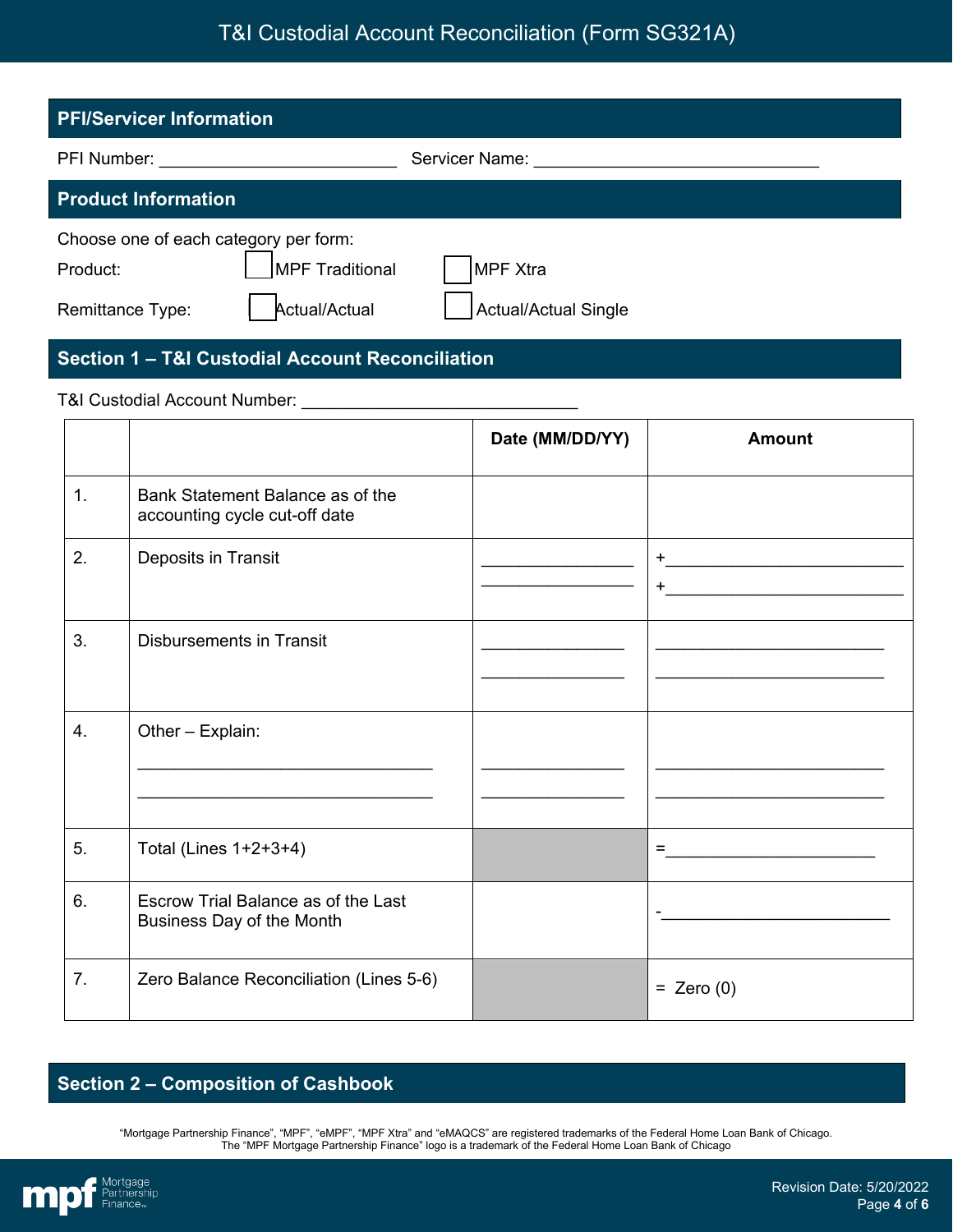# T&I Custodial Account Reconciliation (Form SG321A)

## PFI/Servicer Information

PFI Number: ________________________ Servicer Name: ______________________________

## Product Information

Choose one of each category per form:

Product: ☐ MPF Traditional ☐ MPF Xtra

Remittance Type: ☐ Actual/Actual ☐ Actual/Actual Single

## Section 1 – T&I Custodial Account Reconciliation

T&I Custodial Account Number: ____________________________

| | | Date (MM/DD/YY) | Amount |
|---|---|---|---|
| 1. | Bank Statement Balance as of the accounting cycle cut-off date | | |
| 2. | Deposits in Transit | ______________ ______________ | +______________________ +______________________ |
| 3. | Disbursements in Transit | ______________ ______________ | ______________________ ______________________ |
| 4. | Other – Explain: ______________________________ ______________________________ | ______________ ______________ | ______________________ ______________________ |
| 5. | Total (Lines 1+2+3+4) | | =____________________ |
| 6. | Escrow Trial Balance as of the Last Business Day of the Month | | -______________________ |
| 7. | Zero Balance Reconciliation (Lines 5-6) | | = Zero (0) |

## Section 2 – Composition of Cashbook

"Mortgage Partnership Finance", "MPF", "eMPF", "MPF Xtra" and "eMAQCS" are registered trademarks of the Federal Home Loan Bank of Chicago.
The "MPF Mortgage Partnership Finance" logo is a trademark of the Federal Home Loan Bank of Chicago

Revision Date: 5/20/2022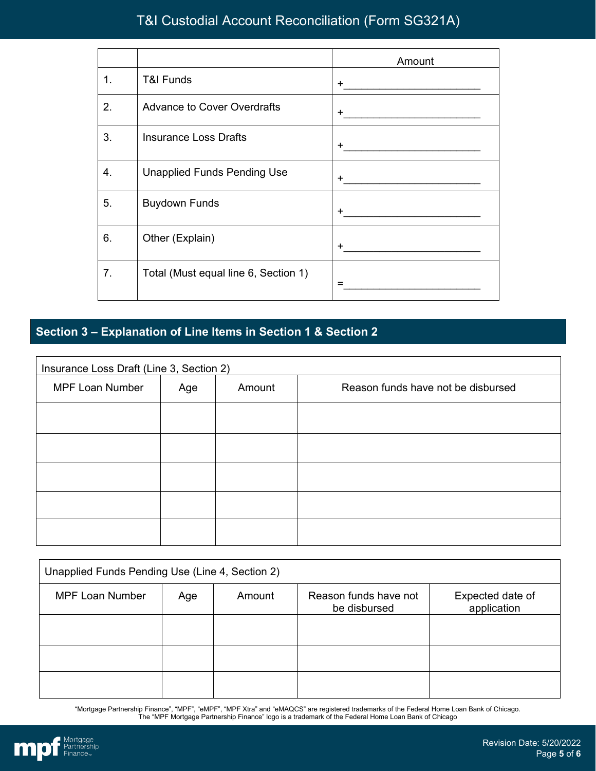# T&I Custodial Account Reconciliation (Form SG321A)

| | | Amount |
|---|---|---|
| 1. | T&I Funds | +________________________ |
| 2. | Advance to Cover Overdrafts | +________________________ |
| 3. | Insurance Loss Drafts | +________________________ |
| 4. | Unapplied Funds Pending Use | +________________________ |
| 5. | Buydown Funds | +________________________ |
| 6. | Other (Explain) | +________________________ |
| 7. | Total (Must equal line 6, Section 1) | =________________________ |

## Section 3 – Explanation of Line Items in Section 1 & Section 2

| Insurance Loss Draft (Line 3, Section 2) | | | |
|---|---|---|---|
| MPF Loan Number | Age | Amount | Reason funds have not be disbursed |
| | | | |
| | | | |
| | | | |
| | | | |
| | | | |

| Unapplied Funds Pending Use (Line 4, Section 2) | | | | |
|---|---|---|---|---|
| MPF Loan Number | Age | Amount | Reason funds have not be disbursed | Expected date of application |
| | | | | |
| | | | | |
| | | | | |

"Mortgage Partnership Finance", "MPF", "eMPF", "MPF Xtra" and "eMAQCS" are registered trademarks of the Federal Home Loan Bank of Chicago.
The "MPF Mortgage Partnership Finance" logo is a trademark of the Federal Home Loan Bank of Chicago

Revision Date: 5/20/2022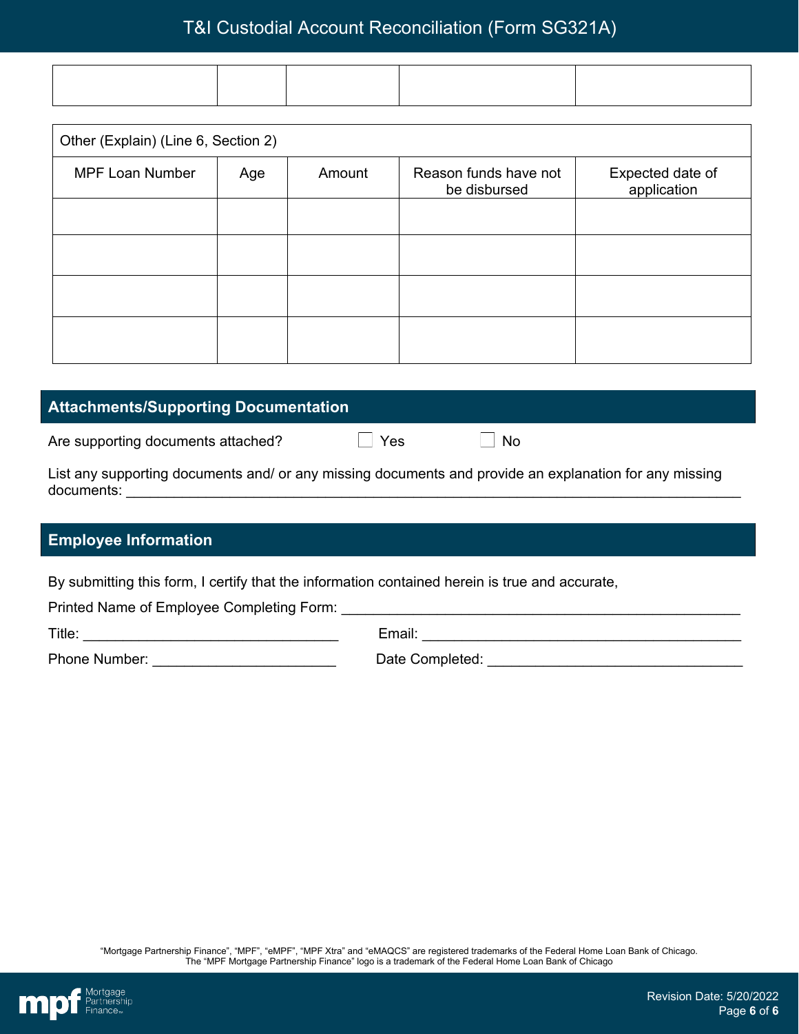| | | | | |
|---|---|---|---|---|
| | | | | |

| Other (Explain) (Line 6, Section 2) | | | | |
|---|---|---|---|---|
| MPF Loan Number | Age | Amount | Reason funds have not be disbursed | Expected date of application |
| | | | | |
| | | | | |
| | | | | |
| | | | | |

## Attachments/Supporting Documentation

Are supporting documents attached? ☐ Yes ☐ No

List any supporting documents and/ or any missing documents and provide an explanation for any missing documents: ___________________________________________________________________________

## Employee Information

By submitting this form, I certify that the information contained herein is true and accurate,

Printed Name of Employee Completing Form: ____________________________________________

Title: ________________________________ Email: _________________________________________

Phone Number: _______________________ Date Completed: ________________________________

"Mortgage Partnership Finance", "MPF", "eMPF", "MPF Xtra" and "eMAQCS" are registered trademarks of the Federal Home Loan Bank of Chicago.
The "MPF Mortgage Partnership Finance" logo is a trademark of the Federal Home Loan Bank of Chicago

Revision Date: 5/20/2022